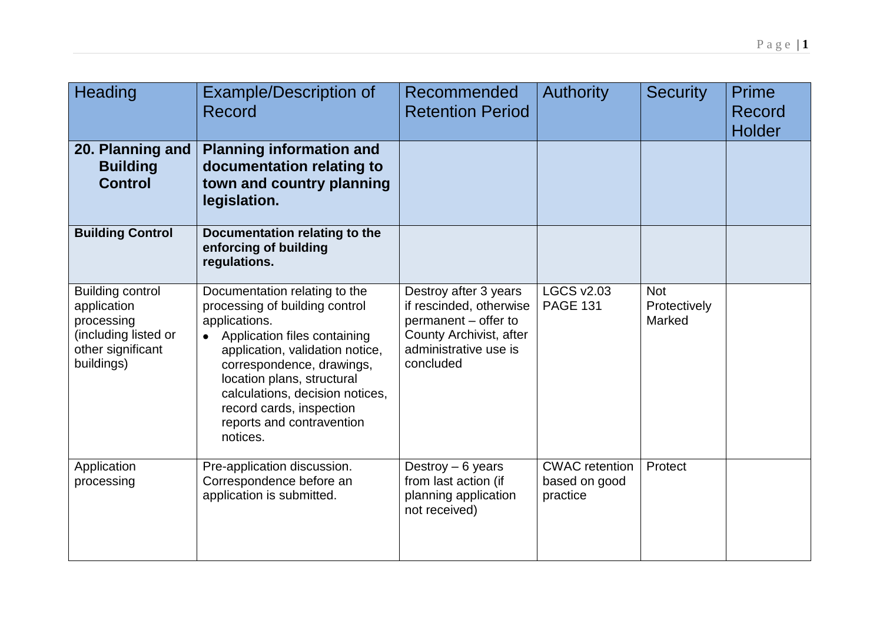| Heading | Example/Description of Record | Recommended Retention Period | Authority | Security | Prime Record Holder |
|---|---|---|---|---|---|
| **20. Planning and Building Control** | **Planning information and documentation relating to town and country planning legislation.** | | | | |
| **Building Control** | **Documentation relating to the enforcing of building regulations.** | | | | |
| Building control application processing (including listed or other significant buildings) | Documentation relating to the processing of building control applications.<br>• Application files containing application, validation notice, correspondence, drawings, location plans, structural calculations, decision notices, record cards, inspection reports and contravention notices. | Destroy after 3 years if rescinded, otherwise permanent – offer to County Archivist, after administrative use is concluded | LGCS v2.03 PAGE 131 | Not Protectively Marked | |
| Application processing | Pre-application discussion. Correspondence before an application is submitted. | Destroy – 6 years from last action (if planning application not received) | CWAC retention based on good practice | Protect | |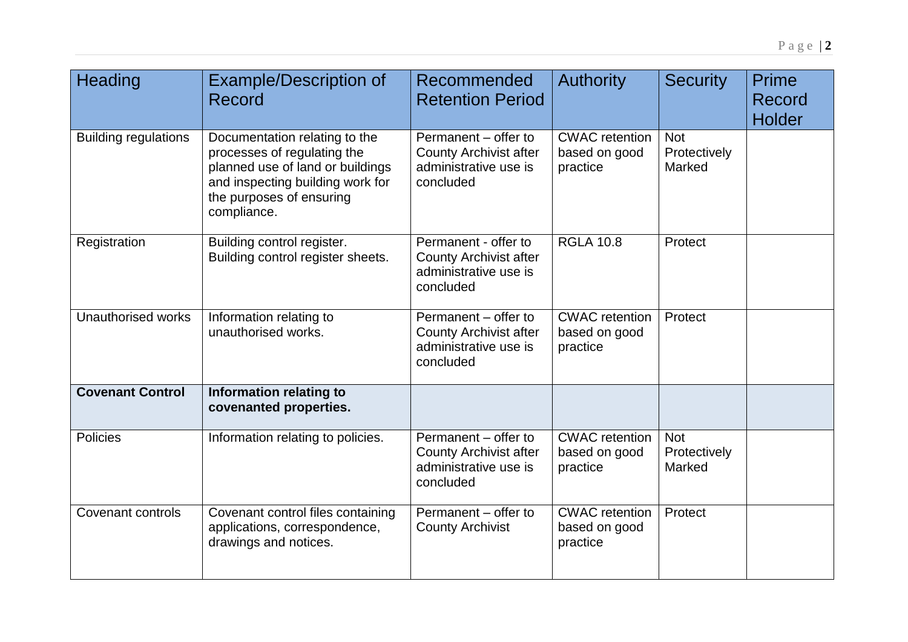| Heading | Example/Description of Record | Recommended Retention Period | Authority | Security | Prime Record Holder |
|---|---|---|---|---|---|
| Building regulations | Documentation relating to the processes of regulating the planned use of land or buildings and inspecting building work for the purposes of ensuring compliance. | Permanent – offer to County Archivist after administrative use is concluded | CWAC retention based on good practice | Not Protectively Marked | |
| Registration | Building control register. Building control register sheets. | Permanent - offer to County Archivist after administrative use is concluded | RGLA 10.8 | Protect | |
| Unauthorised works | Information relating to unauthorised works. | Permanent – offer to County Archivist after administrative use is concluded | CWAC retention based on good practice | Protect | |
| **Covenant Control** | **Information relating to covenanted properties.** | | | | |
| Policies | Information relating to policies. | Permanent – offer to County Archivist after administrative use is concluded | CWAC retention based on good practice | Not Protectively Marked | |
| Covenant controls | Covenant control files containing applications, correspondence, drawings and notices. | Permanent – offer to County Archivist | CWAC retention based on good practice | Protect | |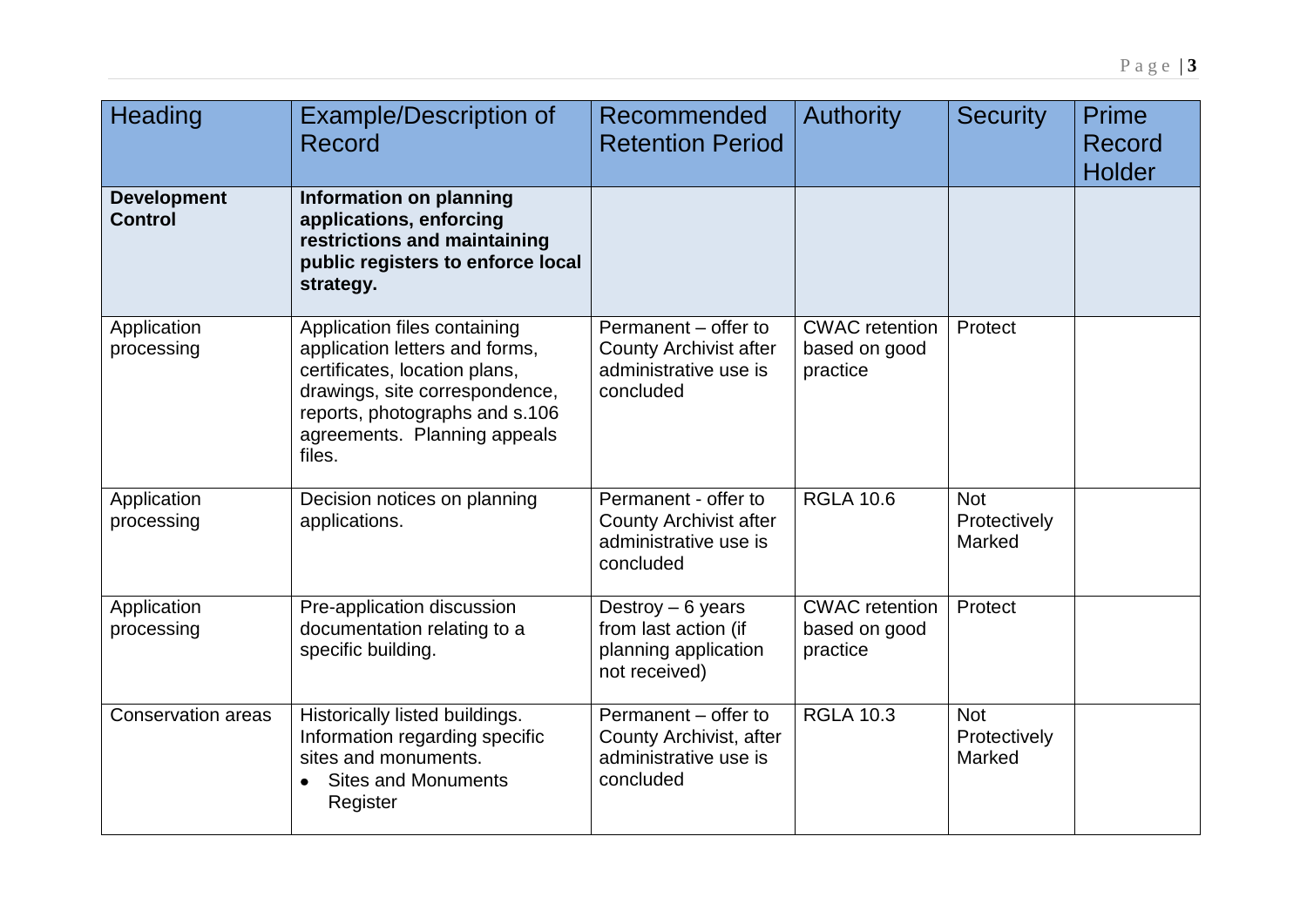| Heading | Example/Description of Record | Recommended Retention Period | Authority | Security | Prime Record Holder |
|---|---|---|---|---|---|
| **Development Control** | **Information on planning applications, enforcing restrictions and maintaining public registers to enforce local strategy.** | | | | |
| Application processing | Application files containing application letters and forms, certificates, location plans, drawings, site correspondence, reports, photographs and s.106 agreements. Planning appeals files. | Permanent – offer to County Archivist after administrative use is concluded | CWAC retention based on good practice | Protect | |
| Application processing | Decision notices on planning applications. | Permanent - offer to County Archivist after administrative use is concluded | RGLA 10.6 | Not Protectively Marked | |
| Application processing | Pre-application discussion documentation relating to a specific building. | Destroy – 6 years from last action (if planning application not received) | CWAC retention based on good practice | Protect | |
| Conservation areas | Historically listed buildings. Information regarding specific sites and monuments.<br>• Sites and Monuments Register | Permanent – offer to County Archivist, after administrative use is concluded | RGLA 10.3 | Not Protectively Marked | |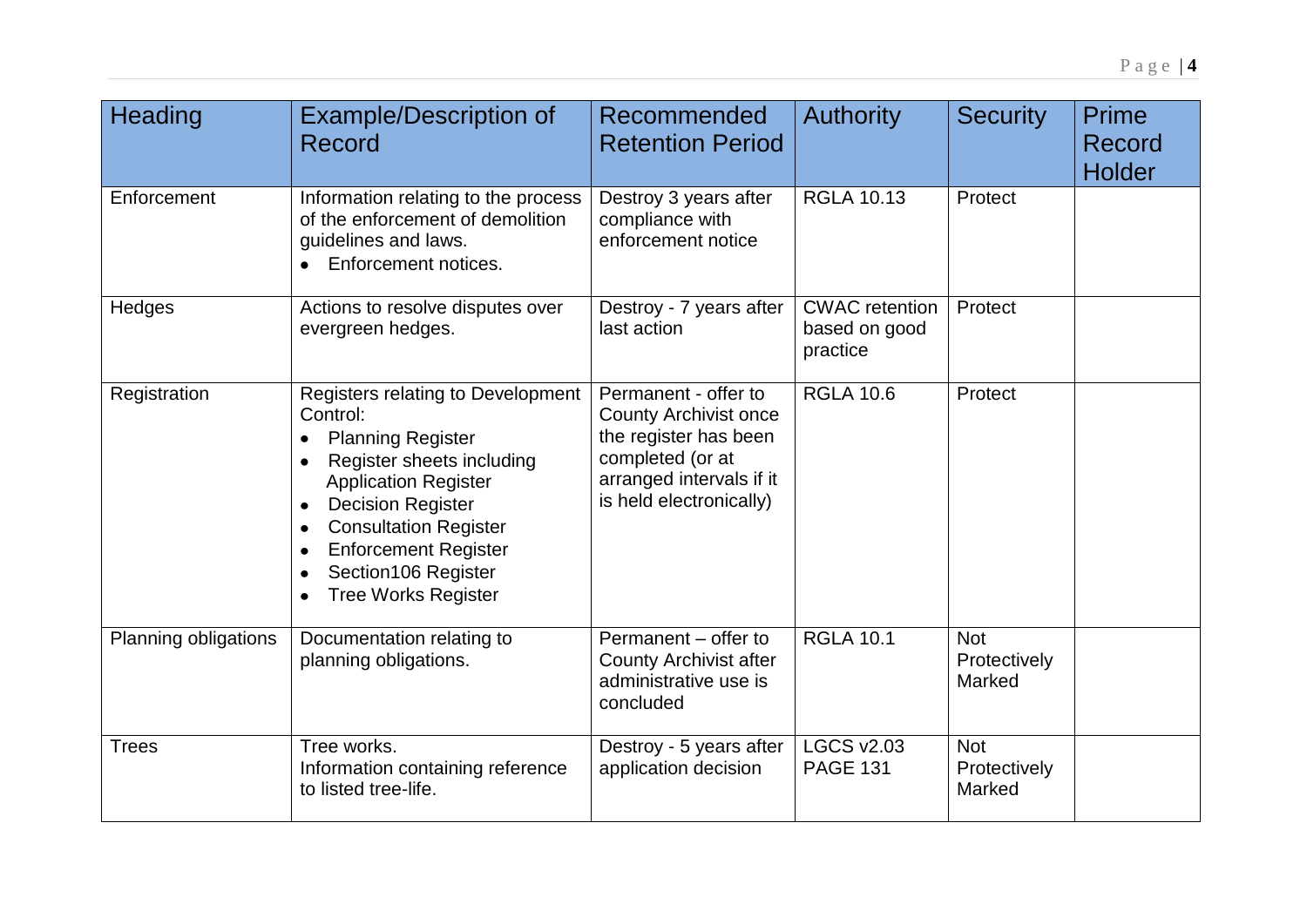| Heading | Example/Description of Record | Recommended Retention Period | Authority | Security | Prime Record Holder |
|---|---|---|---|---|---|
| Enforcement | Information relating to the process of the enforcement of demolition guidelines and laws.<br>• Enforcement notices. | Destroy 3 years after compliance with enforcement notice | RGLA 10.13 | Protect | |
| Hedges | Actions to resolve disputes over evergreen hedges. | Destroy - 7 years after last action | CWAC retention based on good practice | Protect | |
| Registration | Registers relating to Development Control:<br>• Planning Register<br>• Register sheets including Application Register<br>• Decision Register<br>• Consultation Register<br>• Enforcement Register<br>• Section106 Register<br>• Tree Works Register | Permanent - offer to County Archivist once the register has been completed (or at arranged intervals if it is held electronically) | RGLA 10.6 | Protect | |
| Planning obligations | Documentation relating to planning obligations. | Permanent – offer to County Archivist after administrative use is concluded | RGLA 10.1 | Not Protectively Marked | |
| Trees | Tree works.<br>Information containing reference to listed tree-life. | Destroy - 5 years after application decision | LGCS v2.03 PAGE 131 | Not Protectively Marked | |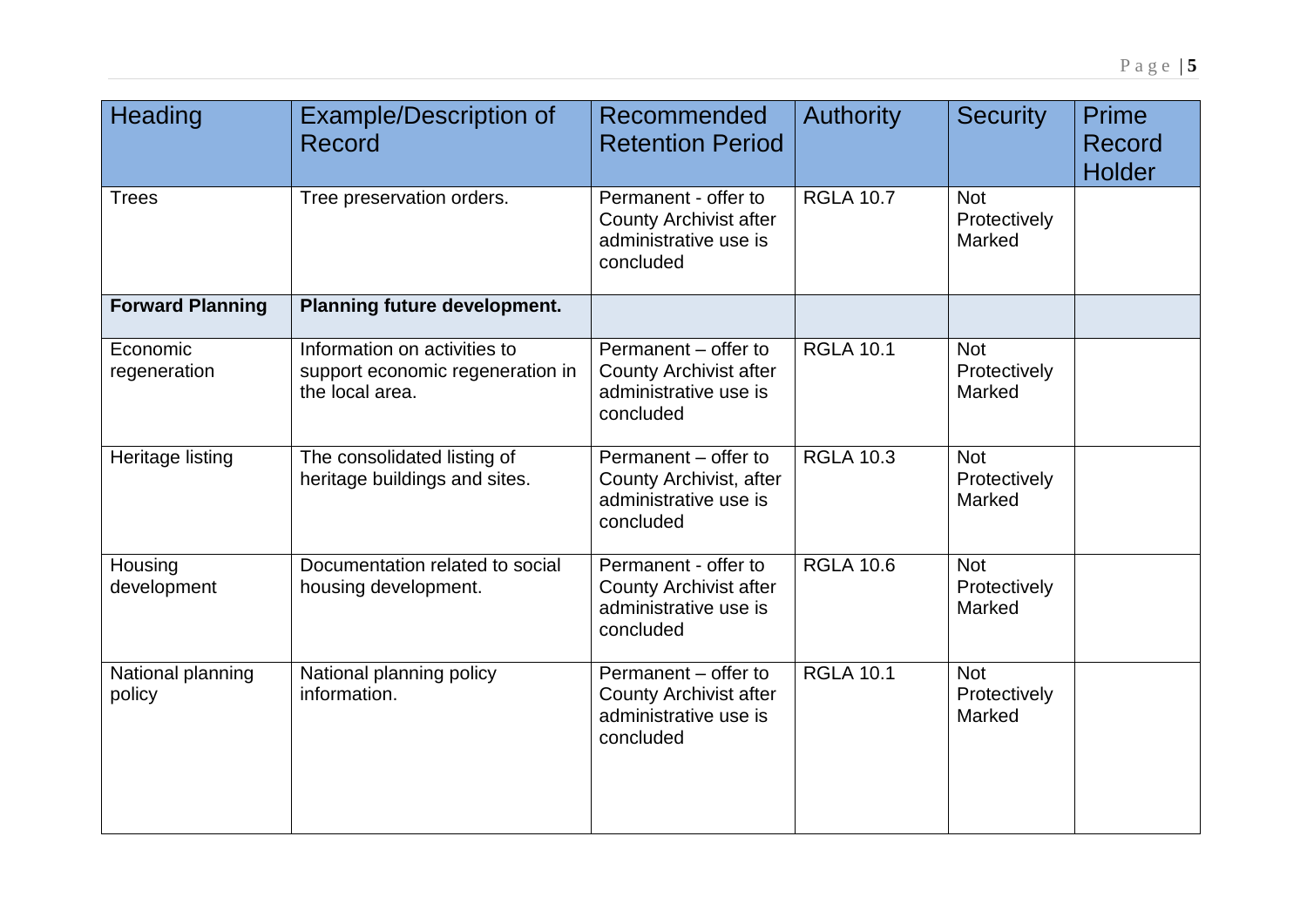| Heading | Example/Description of Record | Recommended Retention Period | Authority | Security | Prime Record Holder |
|---|---|---|---|---|---|
| Trees | Tree preservation orders. | Permanent - offer to County Archivist after administrative use is concluded | RGLA 10.7 | Not Protectively Marked | |
| **Forward Planning** | **Planning future development.** | | | | |
| Economic regeneration | Information on activities to support economic regeneration in the local area. | Permanent – offer to County Archivist after administrative use is concluded | RGLA 10.1 | Not Protectively Marked | |
| Heritage listing | The consolidated listing of heritage buildings and sites. | Permanent – offer to County Archivist, after administrative use is concluded | RGLA 10.3 | Not Protectively Marked | |
| Housing development | Documentation related to social housing development. | Permanent - offer to County Archivist after administrative use is concluded | RGLA 10.6 | Not Protectively Marked | |
| National planning policy | National planning policy information. | Permanent – offer to County Archivist after administrative use is concluded | RGLA 10.1 | Not Protectively Marked | |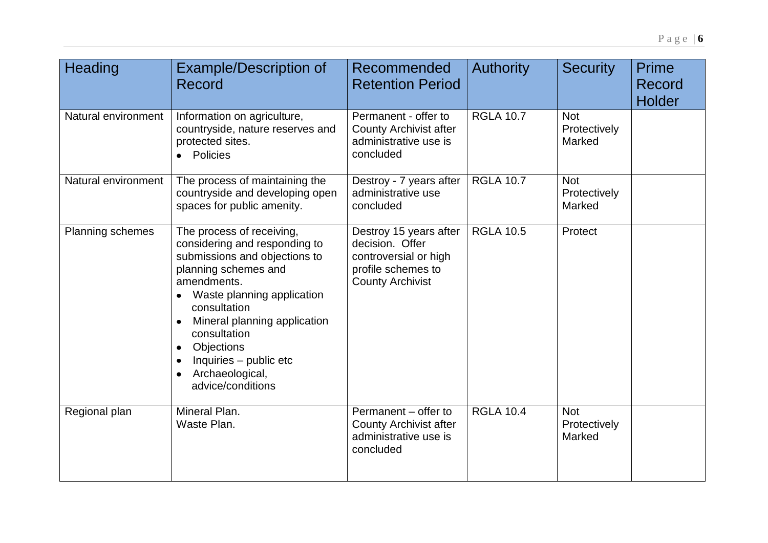| Heading | Example/Description of Record | Recommended Retention Period | Authority | Security | Prime Record Holder |
|---|---|---|---|---|---|
| Natural environment | Information on agriculture, countryside, nature reserves and protected sites.<br>• Policies | Permanent - offer to County Archivist after administrative use is concluded | RGLA 10.7 | Not Protectively Marked | |
| Natural environment | The process of maintaining the countryside and developing open spaces for public amenity. | Destroy - 7 years after administrative use concluded | RGLA 10.7 | Not Protectively Marked | |
| Planning schemes | The process of receiving, considering and responding to submissions and objections to planning schemes and amendments.<br>• Waste planning application consultation<br>• Mineral planning application consultation<br>• Objections<br>• Inquiries – public etc<br>• Archaeological, advice/conditions | Destroy 15 years after decision. Offer controversial or high profile schemes to County Archivist | RGLA 10.5 | Protect | |
| Regional plan | Mineral Plan.<br>Waste Plan. | Permanent – offer to County Archivist after administrative use is concluded | RGLA 10.4 | Not Protectively Marked | |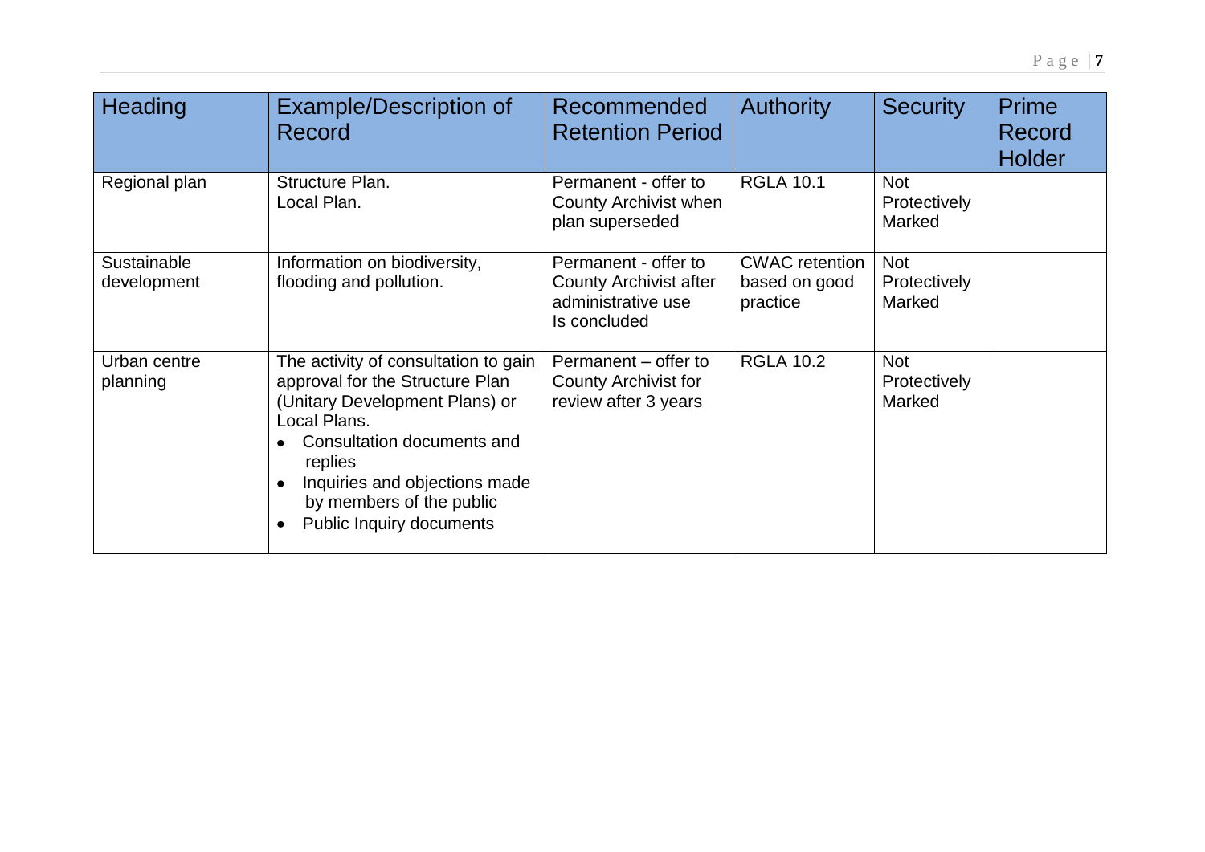| Heading | Example/Description of Record | Recommended Retention Period | Authority | Security | Prime Record Holder |
|---|---|---|---|---|---|
| Regional plan | Structure Plan.<br>Local Plan. | Permanent - offer to County Archivist when plan superseded | RGLA 10.1 | Not Protectively Marked | |
| Sustainable development | Information on biodiversity, flooding and pollution. | Permanent - offer to County Archivist after administrative use Is concluded | CWAC retention based on good practice | Not Protectively Marked | |
| Urban centre planning | The activity of consultation to gain approval for the Structure Plan (Unitary Development Plans) or Local Plans.<br>• Consultation documents and replies<br>• Inquiries and objections made by members of the public<br>• Public Inquiry documents | Permanent – offer to County Archivist for review after 3 years | RGLA 10.2 | Not Protectively Marked | |